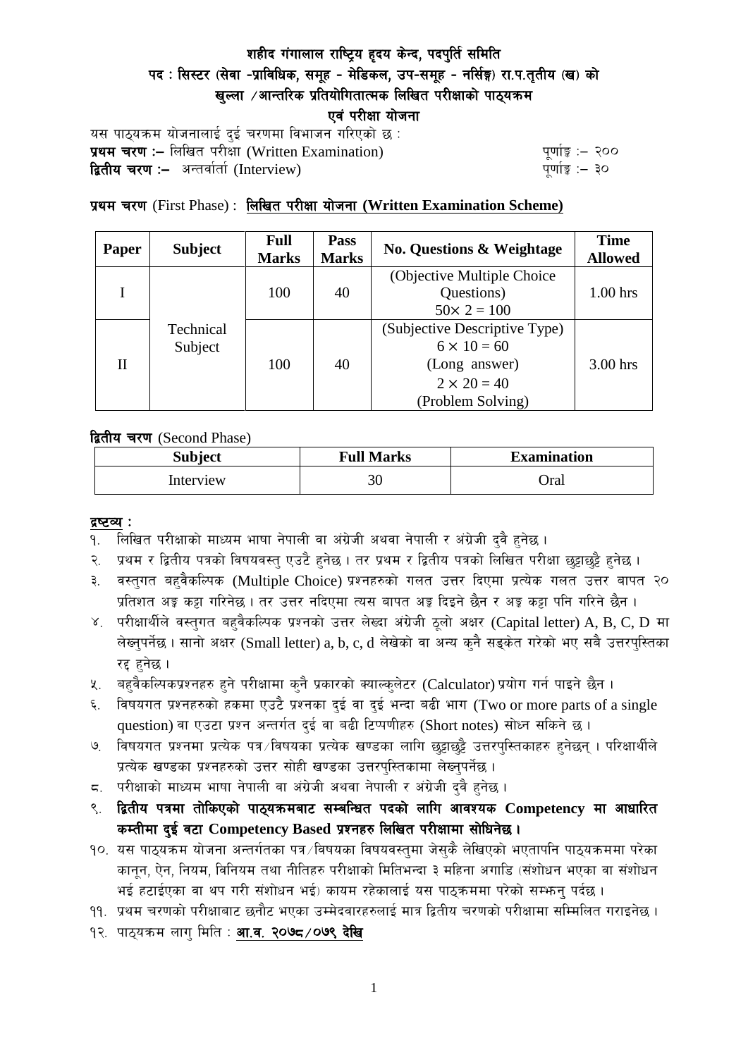# शहीद गंगालाल राष्ट्रिय हृदय केन्द, पदपुर्ति समिति

## पद : सिस्टर (सेवा -प्राविधिक, समूह - मेडिकल, उप-समूह - नर्सिङ्ग) रा.प.तृतीय (ख) को खुल्ला /आन्तरिक प्रतियोगितात्मक लिखित परीक्षाको पाठ्यक्रम

## एवं परीक्षा योजना

यस पाठ्यक्रम योजनालाई दुई चरणमा विभाजन गरिएको छ :

**प्रथम चरण :–** लिखित परीक्षा (Written Examination) पूर्णाङ्क :– २००

**द्वितीय चरण :–** अन्तर्वार्ता (Interview) पूर्णाङ्क :– ३०

**प्रथम चरण** (First Phase) : **लिखित परीक्षा योजना (Written Examination Scheme)**

| Paper | Subject | Full Marks | Pass Marks | No. Questions & Weightage | Time Allowed |
|---|---|---|---|---|---|
| I | Technical Subject | 100 | 40 | (Objective Multiple Choice Questions) $50\times 2 = 100$ | 1.00 hrs |
| II | | 100 | 40 | (Subjective Descriptive Type) $6 \times 10 = 60$ (Long answer) $2 \times 20 = 40$ (Problem Solving) | 3.00 hrs |

**द्वितीय चरण** (Second Phase)

| Subject | Full Marks | Examination |
|---|---|---|
| Interview | 30 | Oral |

**द्रष्टव्य :**

१. लिखित परीक्षाको माध्यम भाषा नेपाली वा अंग्रेजी अथवा नेपाली र अंग्रेजी दुवै हुनेछ ।
२. प्रथम र द्वितीय पत्रको विषयवस्तु एउटै हुनेछ । तर प्रथम र द्वितीय पत्रको लिखित परीक्षा छुट्टाछुट्टै हुनेछ ।
३. वस्तुगत बहुवैकल्पिक (Multiple Choice) प्रश्नहरुको गलत उत्तर दिएमा प्रत्येक गलत उत्तर बापत २० प्रतिशत अङ्क कट्टा गरिनेछ । तर उत्तर नदिएमा त्यस बापत अङ्क दिइने छैन र अङ्क कट्टा पनि गरिने छैन ।
४. परीक्षार्थीले वस्तुगत बहुवैकल्पिक प्रश्नको उत्तर लेख्दा अंग्रेजी ठूलो अक्षर (Capital letter) A, B, C, D मा लेख्नुपर्नेछ । सानो अक्षर (Small letter) a, b, c, d लेखेको वा अन्य कुनै सङ्केत गरेको भए सबै उत्तरपुस्तिका रद्द हुनेछ ।
५. बहुवैकल्पिकप्रश्नहरु हुने परीक्षामा कुनै प्रकारको क्याल्कुलेटर (Calculator) प्रयोग गर्न पाइने छैन ।
६. विषयगत प्रश्नहरुको हकमा एउटै प्रश्नका दुई वा दुई भन्दा बढी भाग (Two or more parts of a single question) वा एउटा प्रश्न अन्तर्गत दुई वा बढी टिप्पणीहरु (Short notes) सोध्न सकिने छ ।
७. विषयगत प्रश्नमा प्रत्येक पत्र/विषयका प्रत्येक खण्डका लागि छुट्टाछुट्टै उत्तरपुस्तिकाहरु हुनेछन् । परिक्षार्थीले प्रत्येक खण्डका प्रश्नहरुको उत्तर सोही खण्डका उत्तरपुस्तिकामा लेख्नुपर्नेछ ।
८. परीक्षाको माध्यम भाषा नेपाली वा अंग्रेजी अथवा नेपाली र अंग्रेजी दुवै हुनेछ ।
९. **द्वितीय पत्रमा तोकिएको पाठ्यक्रमबाट सम्बन्धित पदको लागि आवश्यक Competency मा आधारित कम्तीमा दुई वटा Competency Based प्रश्नहरु लिखित परीक्षामा सोधिनेछ ।**
१०. यस पाठ्यक्रम योजना अन्तर्गतका पत्र/विषयका विषयवस्तुमा जेसुकै लेखिएको भएतापनि पाठ्यक्रममा परेका कानून, ऐन, नियम, विनियम तथा नीतिहरु परीक्षाको मितिभन्दा ३ महिना अगाडि (संशोधन भएका वा संशोधन भई हटाईएका वा थप गरी संशोधन भई) कायम रहेकालाई यस पाठ्क्रममा परेको सम्झनु पर्दछ ।
११. प्रथम चरणको परीक्षाबाट छनौट भएका उम्मेदवारहरुलाई मात्र द्वितीय चरणको परीक्षामा सम्मिलित गराइनेछ ।
१२. पाठ्यक्रम लागु मिति : **आ.व. २०७८/०७९ देखि**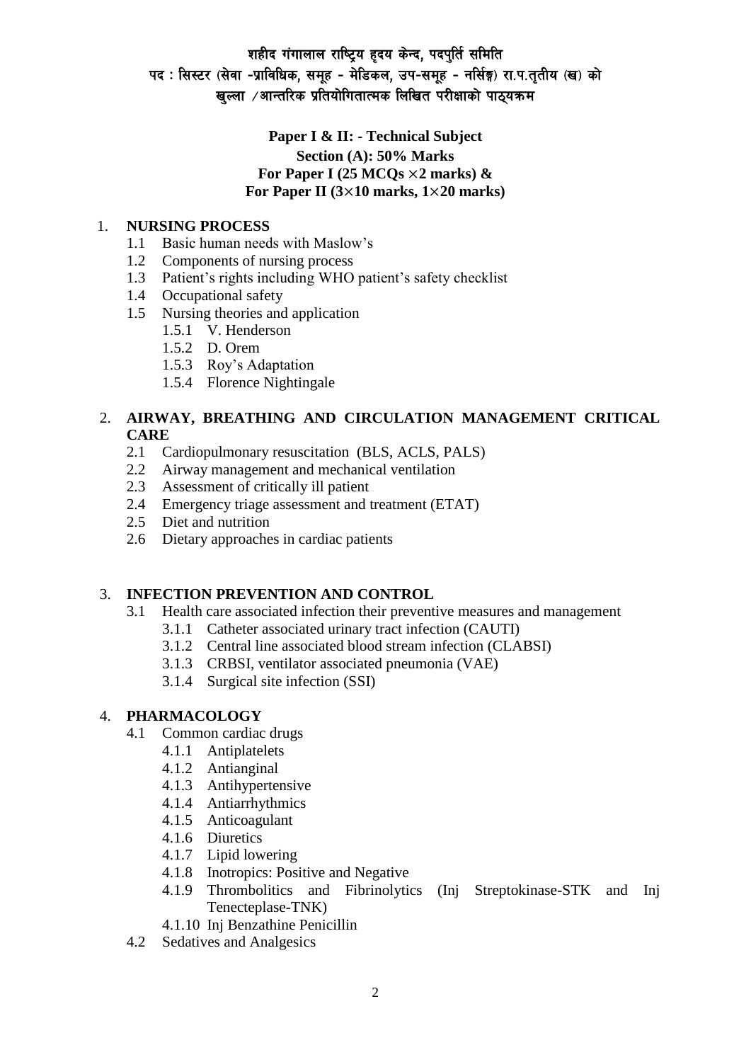शहीद गंगालाल राष्ट्रिय हृदय केन्द, पदपुर्ति समिति
पद : सिस्टर (सेवा -प्राविधिक, समूह - मेडिकल, उप-समूह - नर्सिङ्ग) रा.प.तृतीय (ख) को
खुल्ला /आन्तरिक प्रतियोगितात्मक लिखित परीक्षाको पाठ्यक्रम

**Paper I & II: - Technical Subject**
**Section (A): 50% Marks**
**For Paper I (25 MCQs × 2 marks) &**
**For Paper II (3 × 10 marks, 1 × 20 marks)**

1. **NURSING PROCESS**
   - 1.1 Basic human needs with Maslow's
   - 1.2 Components of nursing process
   - 1.3 Patient's rights including WHO patient's safety checklist
   - 1.4 Occupational safety
   - 1.5 Nursing theories and application
     - 1.5.1 V. Henderson
     - 1.5.2 D. Orem
     - 1.5.3 Roy's Adaptation
     - 1.5.4 Florence Nightingale

2. **AIRWAY, BREATHING AND CIRCULATION MANAGEMENT CRITICAL CARE**
   - 2.1 Cardiopulmonary resuscitation (BLS, ACLS, PALS)
   - 2.2 Airway management and mechanical ventilation
   - 2.3 Assessment of critically ill patient
   - 2.4 Emergency triage assessment and treatment (ETAT)
   - 2.5 Diet and nutrition
   - 2.6 Dietary approaches in cardiac patients

3. **INFECTION PREVENTION AND CONTROL**
   - 3.1 Health care associated infection their preventive measures and management
     - 3.1.1 Catheter associated urinary tract infection (CAUTI)
     - 3.1.2 Central line associated blood stream infection (CLABSI)
     - 3.1.3 CRBSI, ventilator associated pneumonia (VAE)
     - 3.1.4 Surgical site infection (SSI)

4. **PHARMACOLOGY**
   - 4.1 Common cardiac drugs
     - 4.1.1 Antiplatelets
     - 4.1.2 Antianginal
     - 4.1.3 Antihypertensive
     - 4.1.4 Antiarrhythmics
     - 4.1.5 Anticoagulant
     - 4.1.6 Diuretics
     - 4.1.7 Lipid lowering
     - 4.1.8 Inotropics: Positive and Negative
     - 4.1.9 Thrombolitics and Fibrinolytics (Inj Streptokinase-STK and Inj Tenecteplase-TNK)
     - 4.1.10 Inj Benzathine Penicillin
   - 4.2 Sedatives and Analgesics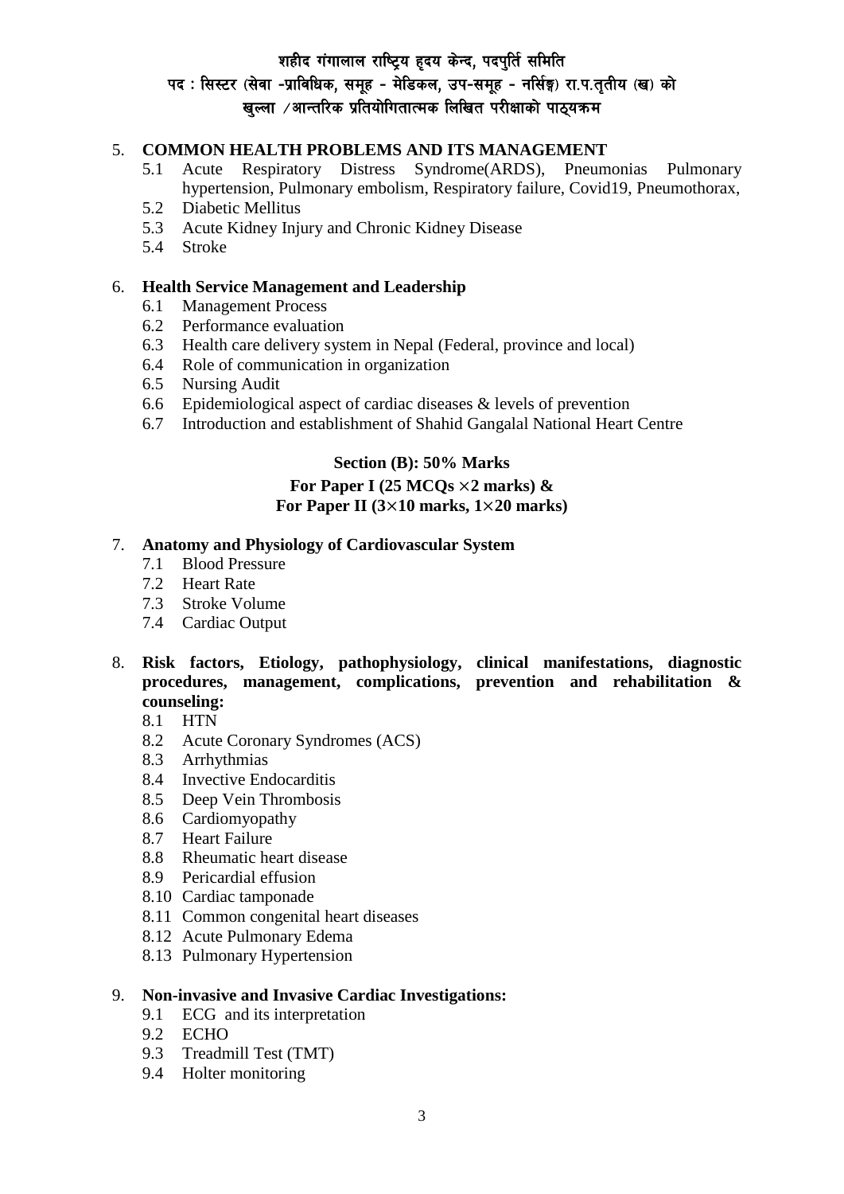5. **COMMON HEALTH PROBLEMS AND ITS MANAGEMENT**
   - 5.1 Acute Respiratory Distress Syndrome(ARDS), Pneumonias Pulmonary hypertension, Pulmonary embolism, Respiratory failure, Covid19, Pneumothorax,
   - 5.2 Diabetic Mellitus
   - 5.3 Acute Kidney Injury and Chronic Kidney Disease
   - 5.4 Stroke

6. **Health Service Management and Leadership**
   - 6.1 Management Process
   - 6.2 Performance evaluation
   - 6.3 Health care delivery system in Nepal (Federal, province and local)
   - 6.4 Role of communication in organization
   - 6.5 Nursing Audit
   - 6.6 Epidemiological aspect of cardiac diseases & levels of prevention
   - 6.7 Introduction and establishment of Shahid Gangalal National Heart Centre

**Section (B): 50% Marks**
**For Paper I (25 MCQs ×2 marks) &**
**For Paper II (3×10 marks, 1×20 marks)**

7. **Anatomy and Physiology of Cardiovascular System**
   - 7.1 Blood Pressure
   - 7.2 Heart Rate
   - 7.3 Stroke Volume
   - 7.4 Cardiac Output

8. **Risk factors, Etiology, pathophysiology, clinical manifestations, diagnostic procedures, management, complications, prevention and rehabilitation & counseling:**
   - 8.1 HTN
   - 8.2 Acute Coronary Syndromes (ACS)
   - 8.3 Arrhythmias
   - 8.4 Invective Endocarditis
   - 8.5 Deep Vein Thrombosis
   - 8.6 Cardiomyopathy
   - 8.7 Heart Failure
   - 8.8 Rheumatic heart disease
   - 8.9 Pericardial effusion
   - 8.10 Cardiac tamponade
   - 8.11 Common congenital heart diseases
   - 8.12 Acute Pulmonary Edema
   - 8.13 Pulmonary Hypertension

9. **Non-invasive and Invasive Cardiac Investigations:**
   - 9.1 ECG and its interpretation
   - 9.2 ECHO
   - 9.3 Treadmill Test (TMT)
   - 9.4 Holter monitoring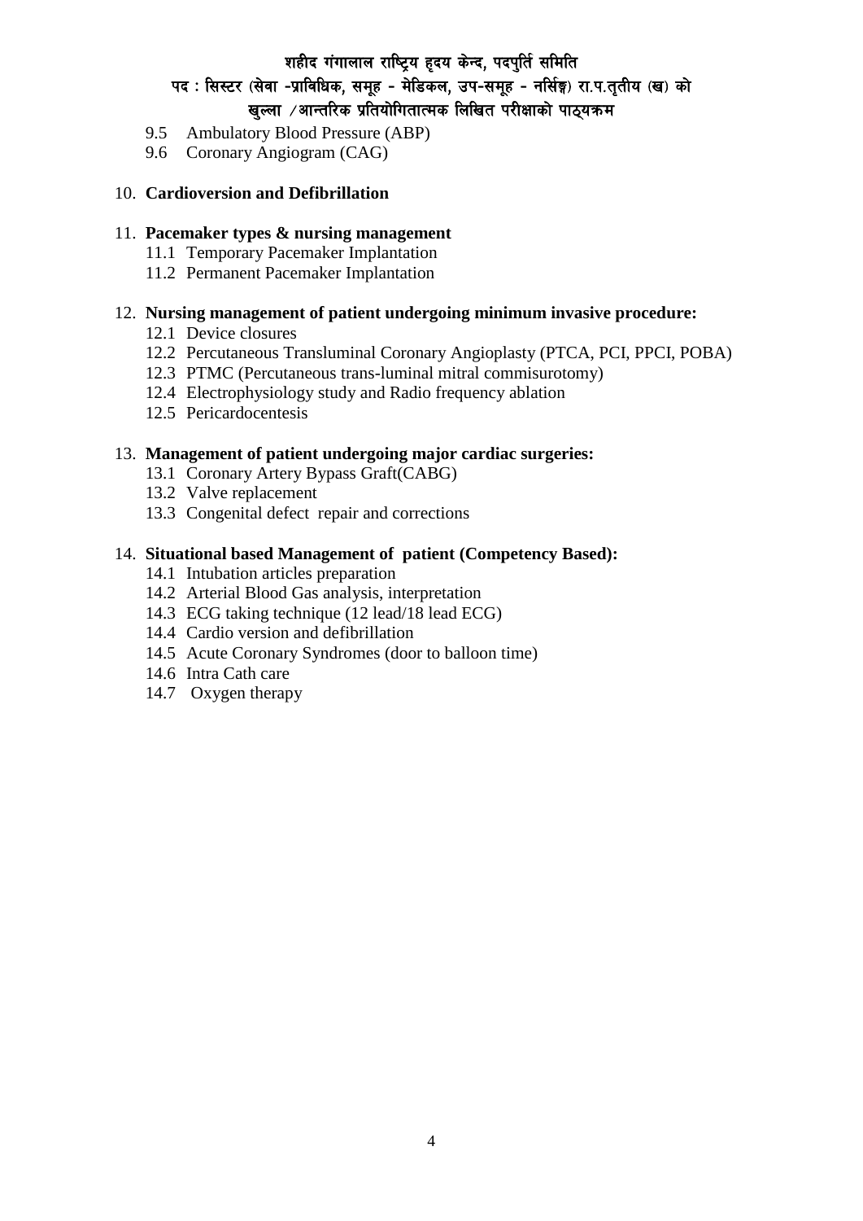9.5 Ambulatory Blood Pressure (ABP)
9.6 Coronary Angiogram (CAG)

10. **Cardioversion and Defibrillation**

11. **Pacemaker types & nursing management**
    11.1 Temporary Pacemaker Implantation
    11.2 Permanent Pacemaker Implantation

12. **Nursing management of patient undergoing minimum invasive procedure:**
    12.1 Device closures
    12.2 Percutaneous Transluminal Coronary Angioplasty (PTCA, PCI, PPCI, POBA)
    12.3 PTMC (Percutaneous trans-luminal mitral commisurotomy)
    12.4 Electrophysiology study and Radio frequency ablation
    12.5 Pericardocentesis

13. **Management of patient undergoing major cardiac surgeries:**
    13.1 Coronary Artery Bypass Graft(CABG)
    13.2 Valve replacement
    13.3 Congenital defect repair and corrections

14. **Situational based Management of patient (Competency Based):**
    14.1 Intubation articles preparation
    14.2 Arterial Blood Gas analysis, interpretation
    14.3 ECG taking technique (12 lead/18 lead ECG)
    14.4 Cardio version and defibrillation
    14.5 Acute Coronary Syndromes (door to balloon time)
    14.6 Intra Cath care
    14.7 Oxygen therapy